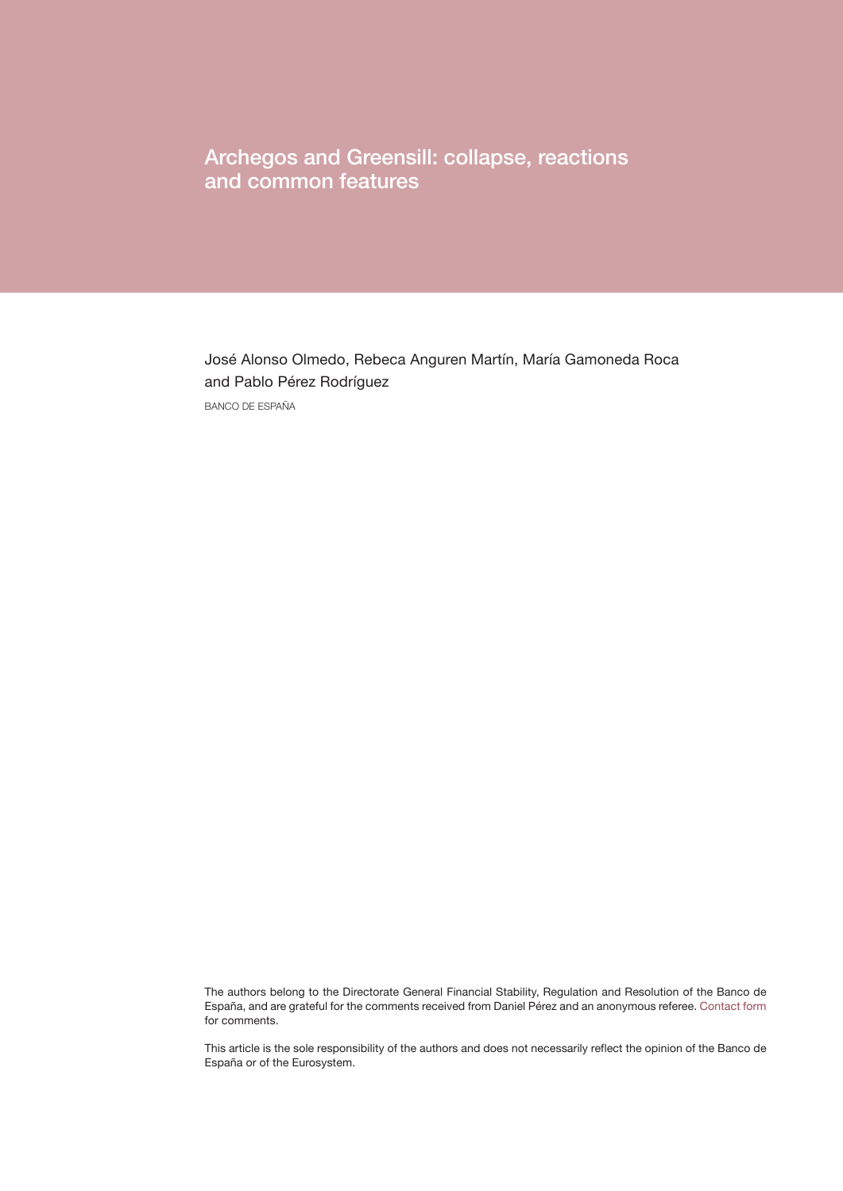# Archegos and Greensill: collapse, reactions and common features

José Alonso Olmedo, Rebeca Anguren Martín, María Gamoneda Roca and Pablo Pérez Rodríguez

BANCO DE ESPAÑA

The authors belong to the Directorate General Financial Stability, Regulation and Resolution of the Banco de España, and are grateful for the comments received from Daniel Pérez and an anonymous referee. Contact form for comments.

This article is the sole responsibility of the authors and does not necessarily reflect the opinion of the Banco de España or of the Eurosystem.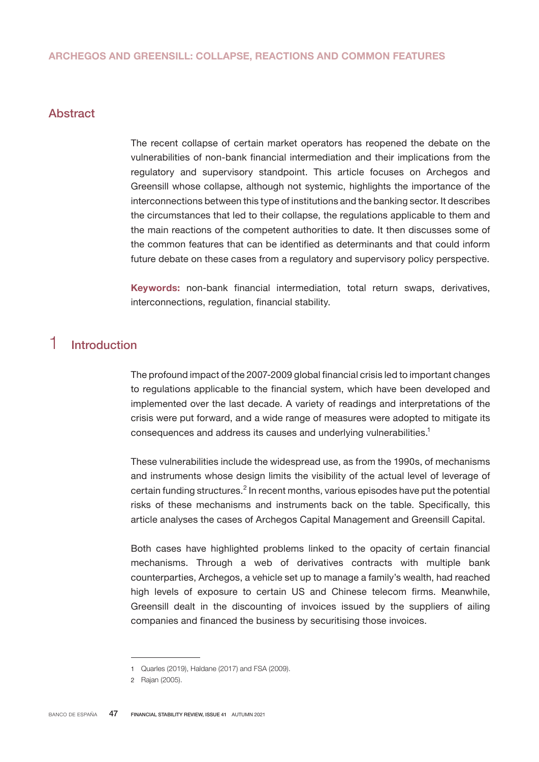# ARCHEGOS AND GREENSILL: COLLAPSE, REACTIONS AND COMMON FEATURES

## Abstract

The recent collapse of certain market operators has reopened the debate on the vulnerabilities of non-bank financial intermediation and their implications from the regulatory and supervisory standpoint. This article focuses on Archegos and Greensill whose collapse, although not systemic, highlights the importance of the interconnections between this type of institutions and the banking sector. It describes the circumstances that led to their collapse, the regulations applicable to them and the main reactions of the competent authorities to date. It then discusses some of the common features that can be identified as determinants and that could inform future debate on these cases from a regulatory and supervisory policy perspective.

**Keywords:** non-bank financial intermediation, total return swaps, derivatives, interconnections, regulation, financial stability.

## 1 Introduction

The profound impact of the 2007-2009 global financial crisis led to important changes to regulations applicable to the financial system, which have been developed and implemented over the last decade. A variety of readings and interpretations of the crisis were put forward, and a wide range of measures were adopted to mitigate its consequences and address its causes and underlying vulnerabilities.[1]

These vulnerabilities include the widespread use, as from the 1990s, of mechanisms and instruments whose design limits the visibility of the actual level of leverage of certain funding structures.[2] In recent months, various episodes have put the potential risks of these mechanisms and instruments back on the table. Specifically, this article analyses the cases of Archegos Capital Management and Greensill Capital.

Both cases have highlighted problems linked to the opacity of certain financial mechanisms. Through a web of derivatives contracts with multiple bank counterparties, Archegos, a vehicle set up to manage a family's wealth, had reached high levels of exposure to certain US and Chinese telecom firms. Meanwhile, Greensill dealt in the discounting of invoices issued by the suppliers of ailing companies and financed the business by securitising those invoices.

---

1 Quarles (2019), Haldane (2017) and FSA (2009).

2 Rajan (2005).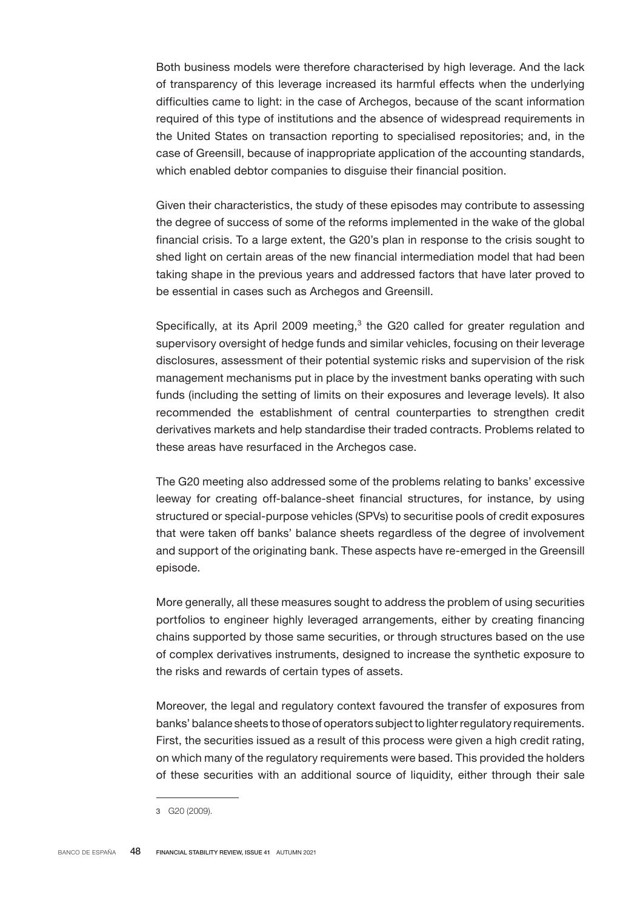Both business models were therefore characterised by high leverage. And the lack of transparency of this leverage increased its harmful effects when the underlying difficulties came to light: in the case of Archegos, because of the scant information required of this type of institutions and the absence of widespread requirements in the United States on transaction reporting to specialised repositories; and, in the case of Greensill, because of inappropriate application of the accounting standards, which enabled debtor companies to disguise their financial position.

Given their characteristics, the study of these episodes may contribute to assessing the degree of success of some of the reforms implemented in the wake of the global financial crisis. To a large extent, the G20's plan in response to the crisis sought to shed light on certain areas of the new financial intermediation model that had been taking shape in the previous years and addressed factors that have later proved to be essential in cases such as Archegos and Greensill.

Specifically, at its April 2009 meeting,[3] the G20 called for greater regulation and supervisory oversight of hedge funds and similar vehicles, focusing on their leverage disclosures, assessment of their potential systemic risks and supervision of the risk management mechanisms put in place by the investment banks operating with such funds (including the setting of limits on their exposures and leverage levels). It also recommended the establishment of central counterparties to strengthen credit derivatives markets and help standardise their traded contracts. Problems related to these areas have resurfaced in the Archegos case.

The G20 meeting also addressed some of the problems relating to banks' excessive leeway for creating off-balance-sheet financial structures, for instance, by using structured or special-purpose vehicles (SPVs) to securitise pools of credit exposures that were taken off banks' balance sheets regardless of the degree of involvement and support of the originating bank. These aspects have re-emerged in the Greensill episode.

More generally, all these measures sought to address the problem of using securities portfolios to engineer highly leveraged arrangements, either by creating financing chains supported by those same securities, or through structures based on the use of complex derivatives instruments, designed to increase the synthetic exposure to the risks and rewards of certain types of assets.

Moreover, the legal and regulatory context favoured the transfer of exposures from banks' balance sheets to those of operators subject to lighter regulatory requirements. First, the securities issued as a result of this process were given a high credit rating, on which many of the regulatory requirements were based. This provided the holders of these securities with an additional source of liquidity, either through their sale

3 G20 (2009).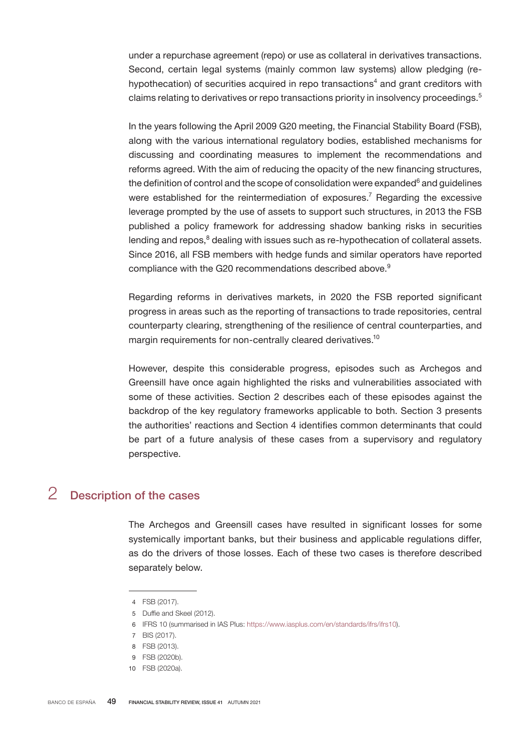under a repurchase agreement (repo) or use as collateral in derivatives transactions. Second, certain legal systems (mainly common law systems) allow pledging (re-hypothecation) of securities acquired in repo transactions[4] and grant creditors with claims relating to derivatives or repo transactions priority in insolvency proceedings.[5]

In the years following the April 2009 G20 meeting, the Financial Stability Board (FSB), along with the various international regulatory bodies, established mechanisms for discussing and coordinating measures to implement the recommendations and reforms agreed. With the aim of reducing the opacity of the new financing structures, the definition of control and the scope of consolidation were expanded[6] and guidelines were established for the reintermediation of exposures.[7] Regarding the excessive leverage prompted by the use of assets to support such structures, in 2013 the FSB published a policy framework for addressing shadow banking risks in securities lending and repos,[8] dealing with issues such as re-hypothecation of collateral assets. Since 2016, all FSB members with hedge funds and similar operators have reported compliance with the G20 recommendations described above.[9]

Regarding reforms in derivatives markets, in 2020 the FSB reported significant progress in areas such as the reporting of transactions to trade repositories, central counterparty clearing, strengthening of the resilience of central counterparties, and margin requirements for non-centrally cleared derivatives.[10]

However, despite this considerable progress, episodes such as Archegos and Greensill have once again highlighted the risks and vulnerabilities associated with some of these activities. Section 2 describes each of these episodes against the backdrop of the key regulatory frameworks applicable to both. Section 3 presents the authorities' reactions and Section 4 identifies common determinants that could be part of a future analysis of these cases from a supervisory and regulatory perspective.

## 2 Description of the cases

The Archegos and Greensill cases have resulted in significant losses for some systemically important banks, but their business and applicable regulations differ, as do the drivers of those losses. Each of these two cases is therefore described separately below.

---

4 FSB (2017).

5 Duffie and Skeel (2012).

6 IFRS 10 (summarised in IAS Plus: https://www.iasplus.com/en/standards/ifrs/ifrs10).

7 BIS (2017).

8 FSB (2013).

9 FSB (2020b).

10 FSB (2020a).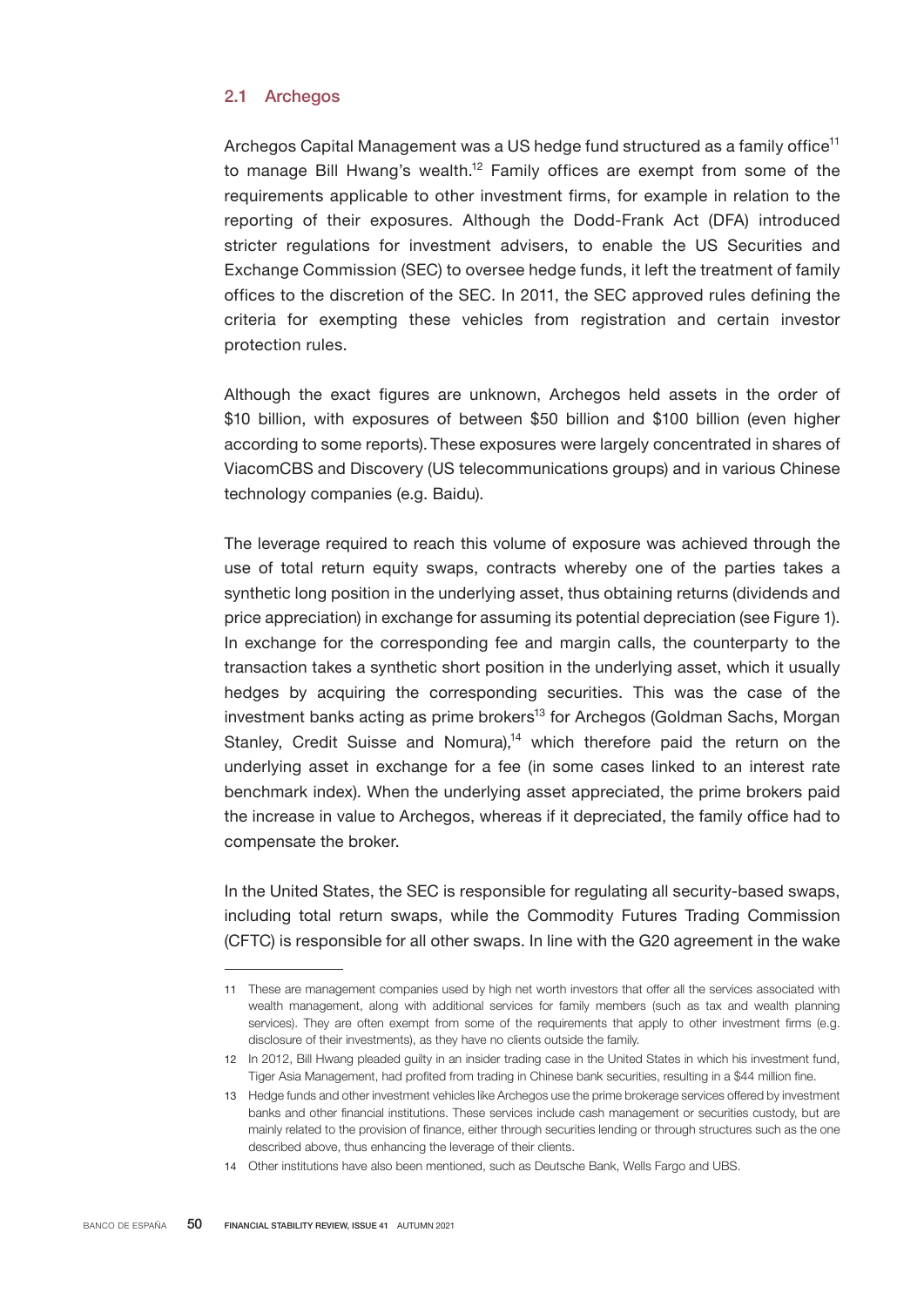## 2.1 Archegos

Archegos Capital Management was a US hedge fund structured as a family office[11] to manage Bill Hwang's wealth.[12] Family offices are exempt from some of the requirements applicable to other investment firms, for example in relation to the reporting of their exposures. Although the Dodd-Frank Act (DFA) introduced stricter regulations for investment advisers, to enable the US Securities and Exchange Commission (SEC) to oversee hedge funds, it left the treatment of family offices to the discretion of the SEC. In 2011, the SEC approved rules defining the criteria for exempting these vehicles from registration and certain investor protection rules.

Although the exact figures are unknown, Archegos held assets in the order of $10 billion, with exposures of between $50 billion and $100 billion (even higher according to some reports). These exposures were largely concentrated in shares of ViacomCBS and Discovery (US telecommunications groups) and in various Chinese technology companies (e.g. Baidu).

The leverage required to reach this volume of exposure was achieved through the use of total return equity swaps, contracts whereby one of the parties takes a synthetic long position in the underlying asset, thus obtaining returns (dividends and price appreciation) in exchange for assuming its potential depreciation (see Figure 1). In exchange for the corresponding fee and margin calls, the counterparty to the transaction takes a synthetic short position in the underlying asset, which it usually hedges by acquiring the corresponding securities. This was the case of the investment banks acting as prime brokers[13] for Archegos (Goldman Sachs, Morgan Stanley, Credit Suisse and Nomura),[14] which therefore paid the return on the underlying asset in exchange for a fee (in some cases linked to an interest rate benchmark index). When the underlying asset appreciated, the prime brokers paid the increase in value to Archegos, whereas if it depreciated, the family office had to compensate the broker.

In the United States, the SEC is responsible for regulating all security-based swaps, including total return swaps, while the Commodity Futures Trading Commission (CFTC) is responsible for all other swaps. In line with the G20 agreement in the wake

---

11 These are management companies used by high net worth investors that offer all the services associated with wealth management, along with additional services for family members (such as tax and wealth planning services). They are often exempt from some of the requirements that apply to other investment firms (e.g. disclosure of their investments), as they have no clients outside the family.

12 In 2012, Bill Hwang pleaded guilty in an insider trading case in the United States in which his investment fund, Tiger Asia Management, had profited from trading in Chinese bank securities, resulting in a $44 million fine.

13 Hedge funds and other investment vehicles like Archegos use the prime brokerage services offered by investment banks and other financial institutions. These services include cash management or securities custody, but are mainly related to the provision of finance, either through securities lending or through structures such as the one described above, thus enhancing the leverage of their clients.

14 Other institutions have also been mentioned, such as Deutsche Bank, Wells Fargo and UBS.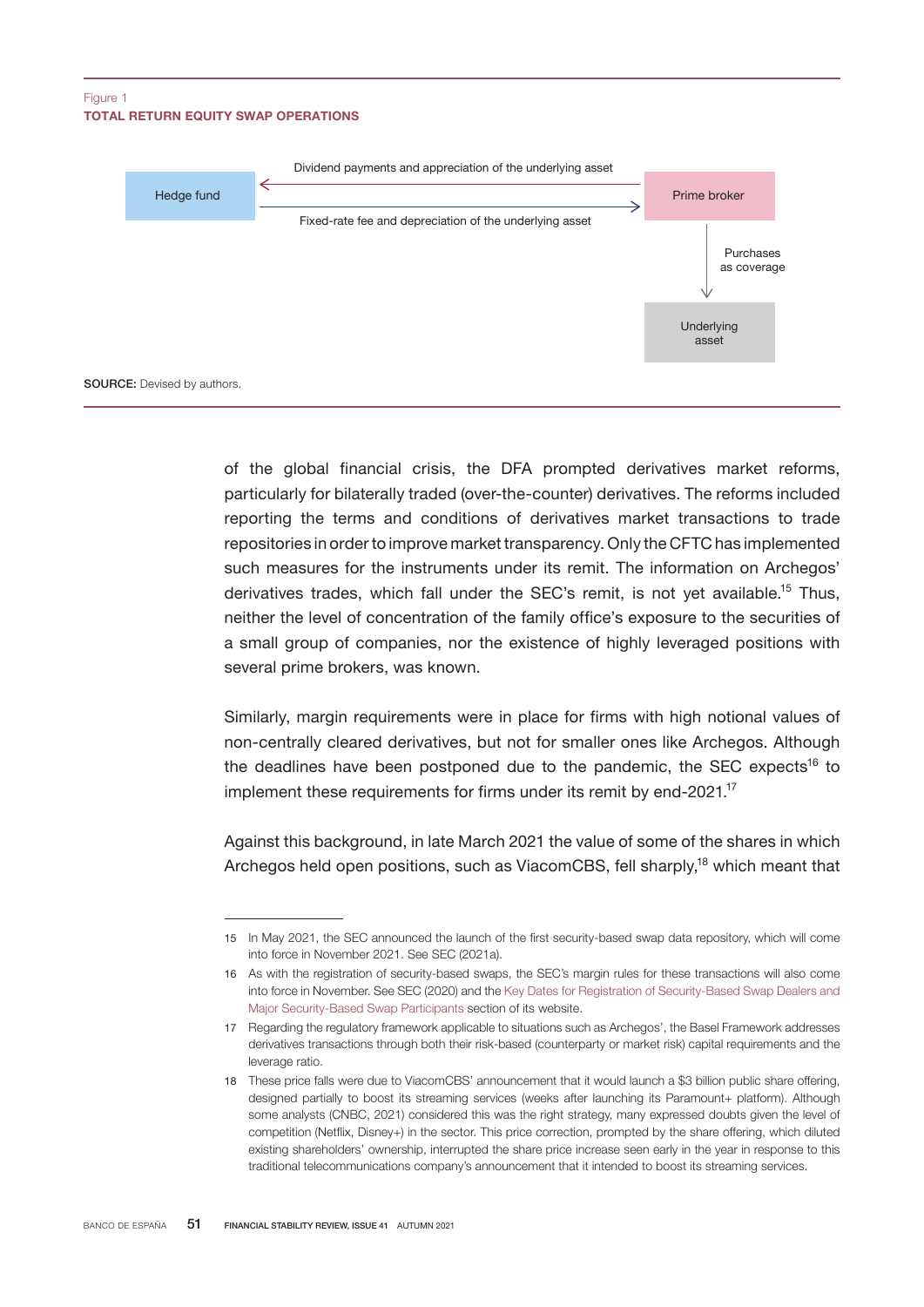Figure 1
**TOTAL RETURN EQUITY SWAP OPERATIONS**

Hedge fund

Dividend payments and appreciation of the underlying asset

Fixed-rate fee and depreciation of the underlying asset

Prime broker

Purchases as coverage

Underlying asset

**SOURCE:** Devised by authors.

of the global financial crisis, the DFA prompted derivatives market reforms, particularly for bilaterally traded (over-the-counter) derivatives. The reforms included reporting the terms and conditions of derivatives market transactions to trade repositories in order to improve market transparency. Only the CFTC has implemented such measures for the instruments under its remit. The information on Archegos' derivatives trades, which fall under the SEC's remit, is not yet available.[15] Thus, neither the level of concentration of the family office's exposure to the securities of a small group of companies, nor the existence of highly leveraged positions with several prime brokers, was known.

Similarly, margin requirements were in place for firms with high notional values of non-centrally cleared derivatives, but not for smaller ones like Archegos. Although the deadlines have been postponed due to the pandemic, the SEC expects[16] to implement these requirements for firms under its remit by end-2021.[17]

Against this background, in late March 2021 the value of some of the shares in which Archegos held open positions, such as ViacomCBS, fell sharply,[18] which meant that

15 In May 2021, the SEC announced the launch of the first security-based swap data repository, which will come into force in November 2021. See SEC (2021a).

16 As with the registration of security-based swaps, the SEC's margin rules for these transactions will also come into force in November. See SEC (2020) and the Key Dates for Registration of Security-Based Swap Dealers and Major Security-Based Swap Participants section of its website.

17 Regarding the regulatory framework applicable to situations such as Archegos', the Basel Framework addresses derivatives transactions through both their risk-based (counterparty or market risk) capital requirements and the leverage ratio.

18 These price falls were due to ViacomCBS' announcement that it would launch a $3 billion public share offering, designed partially to boost its streaming services (weeks after launching its Paramount+ platform). Although some analysts (CNBC, 2021) considered this was the right strategy, many expressed doubts given the level of competition (Netflix, Disney+) in the sector. This price correction, prompted by the share offering, which diluted existing shareholders' ownership, interrupted the share price increase seen early in the year in response to this traditional telecommunications company's announcement that it intended to boost its streaming services.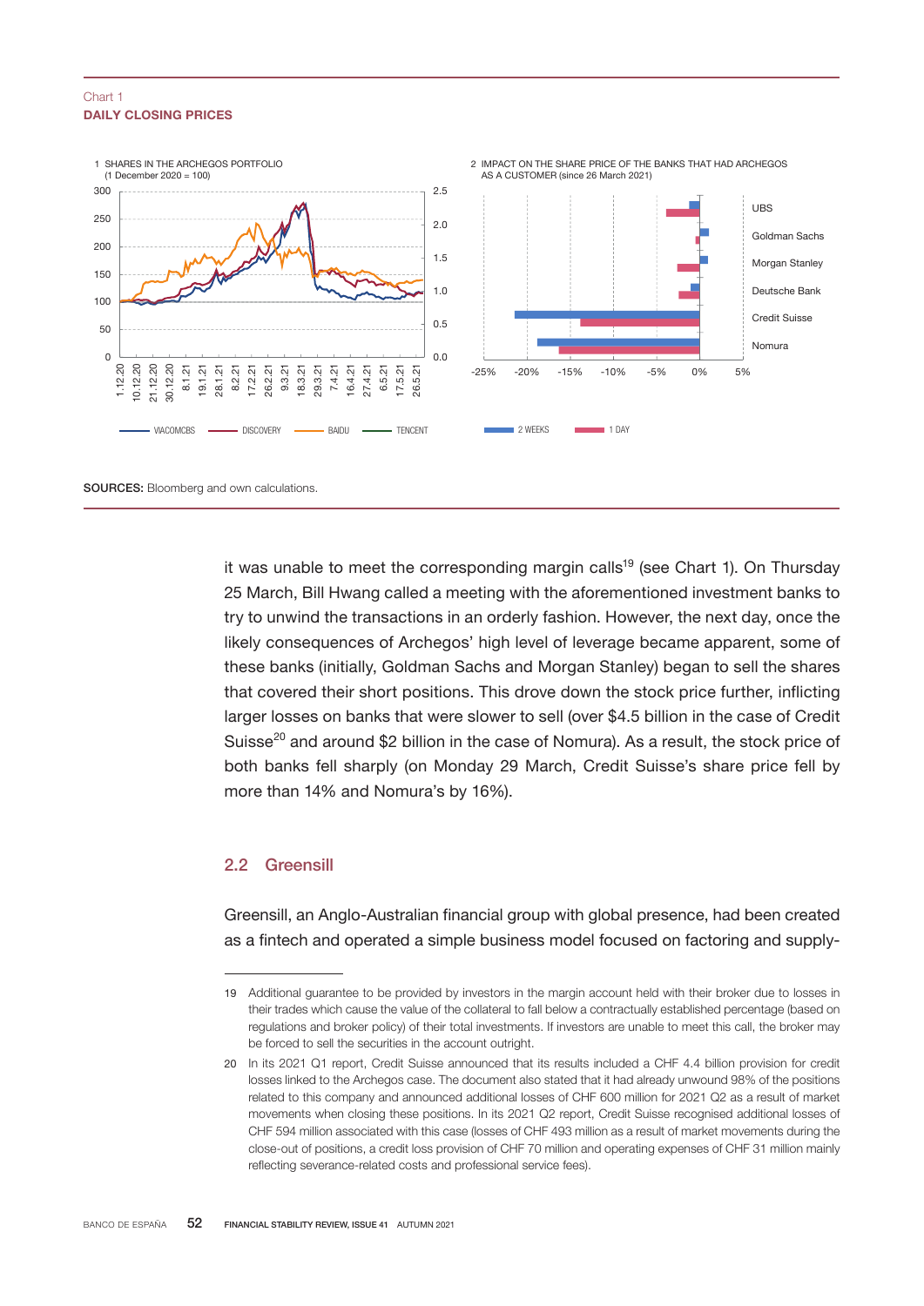Chart 1
**DAILY CLOSING PRICES**

1 SHARES IN THE ARCHEGOS PORTFOLIO (1 December 2020 = 100)

2 IMPACT ON THE SHARE PRICE OF THE BANKS THAT HAD ARCHEGOS AS A CUSTOMER (since 26 March 2021)

**SOURCES:** Bloomberg and own calculations.

it was unable to meet the corresponding margin calls[19] (see Chart 1). On Thursday 25 March, Bill Hwang called a meeting with the aforementioned investment banks to try to unwind the transactions in an orderly fashion. However, the next day, once the likely consequences of Archegos' high level of leverage became apparent, some of these banks (initially, Goldman Sachs and Morgan Stanley) began to sell the shares that covered their short positions. This drove down the stock price further, inflicting larger losses on banks that were slower to sell (over $4.5 billion in the case of Credit Suisse[20] and around $2 billion in the case of Nomura). As a result, the stock price of both banks fell sharply (on Monday 29 March, Credit Suisse's share price fell by more than 14% and Nomura's by 16%).

## 2.2 Greensill

Greensill, an Anglo-Australian financial group with global presence, had been created as a fintech and operated a simple business model focused on factoring and supply-

19 Additional guarantee to be provided by investors in the margin account held with their broker due to losses in their trades which cause the value of the collateral to fall below a contractually established percentage (based on regulations and broker policy) of their total investments. If investors are unable to meet this call, the broker may be forced to sell the securities in the account outright.

20 In its 2021 Q1 report, Credit Suisse announced that its results included a CHF 4.4 billion provision for credit losses linked to the Archegos case. The document also stated that it had already unwound 98% of the positions related to this company and announced additional losses of CHF 600 million for 2021 Q2 as a result of market movements when closing these positions. In its 2021 Q2 report, Credit Suisse recognised additional losses of CHF 594 million associated with this case (losses of CHF 493 million as a result of market movements during the close-out of positions, a credit loss provision of CHF 70 million and operating expenses of CHF 31 million mainly reflecting severance-related costs and professional service fees).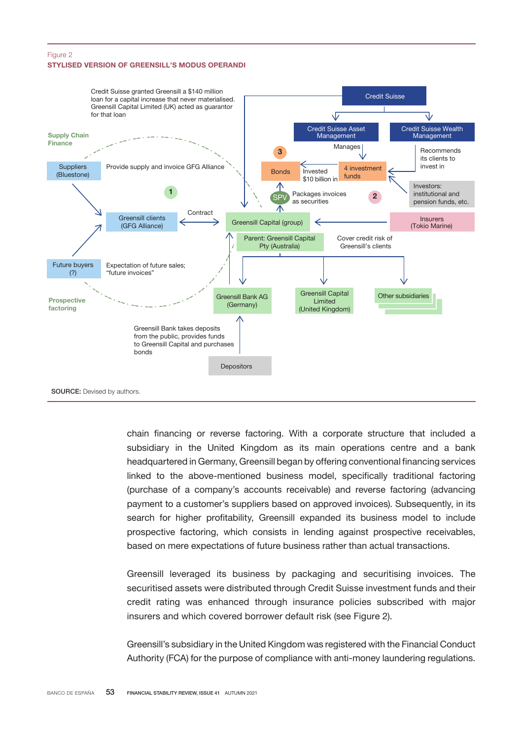Figure 2

**STYLISED VERSION OF GREENSILL'S MODUS OPERANDI**

Credit Suisse granted Greensill a $140 million loan for a capital increase that never materialised. Greensill Capital Limited (UK) acted as guarantor for that loan

Credit Suisse

Credit Suisse Asset Management

Credit Suisse Wealth Management

Supply Chain Finance

Suppliers (Bluestone)

Provide supply and invoice GFG Alliance

Manages

Recommends its clients to invest in

3

Bonds

Invested $10 billion in

4 investment funds

Investors: institutional and pension funds, etc.

1

SPV

Packages invoices as securities

2

Greensill clients (GFG Alliance)

Contract

Greensill Capital (group)

Insurers (Tokio Marine)

Parent: Greensill Capital Pty (Australia)

Cover credit risk of Greensill's clients

Future buyers (?)

Expectation of future sales; "future invoices"

Prospective factoring

Greensill Bank AG (Germany)

Greensill Capital Limited (United Kingdom)

Other subsidiaries

Greensill Bank takes deposits from the public, provides funds to Greensill Capital and purchases bonds

Depositors

**SOURCE:** Devised by authors.

chain financing or reverse factoring. With a corporate structure that included a subsidiary in the United Kingdom as its main operations centre and a bank headquartered in Germany, Greensill began by offering conventional financing services linked to the above-mentioned business model, specifically traditional factoring (purchase of a company's accounts receivable) and reverse factoring (advancing payment to a customer's suppliers based on approved invoices). Subsequently, in its search for higher profitability, Greensill expanded its business model to include prospective factoring, which consists in lending against prospective receivables, based on mere expectations of future business rather than actual transactions.

Greensill leveraged its business by packaging and securitising invoices. The securitised assets were distributed through Credit Suisse investment funds and their credit rating was enhanced through insurance policies subscribed with major insurers and which covered borrower default risk (see Figure 2).

Greensill's subsidiary in the United Kingdom was registered with the Financial Conduct Authority (FCA) for the purpose of compliance with anti-money laundering regulations.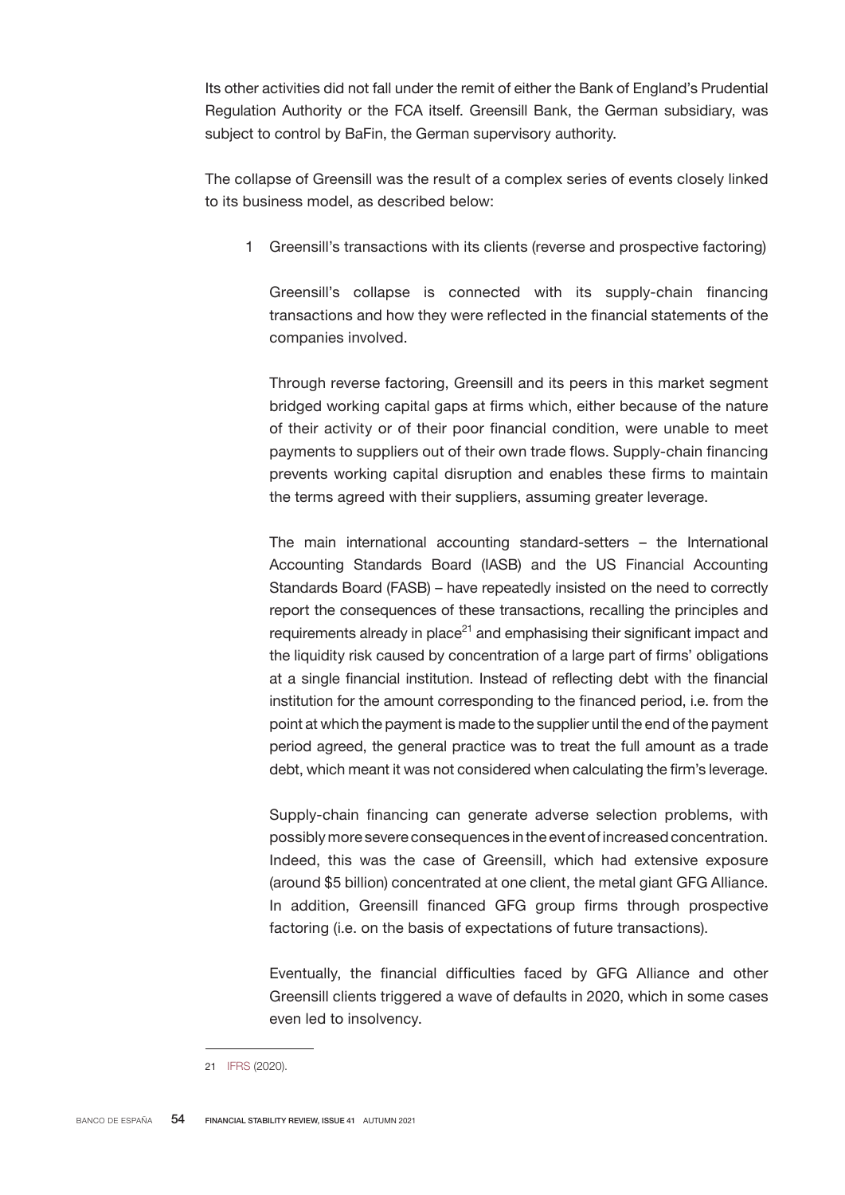Its other activities did not fall under the remit of either the Bank of England's Prudential Regulation Authority or the FCA itself. Greensill Bank, the German subsidiary, was subject to control by BaFin, the German supervisory authority.

The collapse of Greensill was the result of a complex series of events closely linked to its business model, as described below:

1 Greensill's transactions with its clients (reverse and prospective factoring)

Greensill's collapse is connected with its supply-chain financing transactions and how they were reflected in the financial statements of the companies involved.

Through reverse factoring, Greensill and its peers in this market segment bridged working capital gaps at firms which, either because of the nature of their activity or of their poor financial condition, were unable to meet payments to suppliers out of their own trade flows. Supply-chain financing prevents working capital disruption and enables these firms to maintain the terms agreed with their suppliers, assuming greater leverage.

The main international accounting standard-setters – the International Accounting Standards Board (IASB) and the US Financial Accounting Standards Board (FASB) – have repeatedly insisted on the need to correctly report the consequences of these transactions, recalling the principles and requirements already in place[21] and emphasising their significant impact and the liquidity risk caused by concentration of a large part of firms' obligations at a single financial institution. Instead of reflecting debt with the financial institution for the amount corresponding to the financed period, i.e. from the point at which the payment is made to the supplier until the end of the payment period agreed, the general practice was to treat the full amount as a trade debt, which meant it was not considered when calculating the firm's leverage.

Supply-chain financing can generate adverse selection problems, with possibly more severe consequences in the event of increased concentration. Indeed, this was the case of Greensill, which had extensive exposure (around $5 billion) concentrated at one client, the metal giant GFG Alliance. In addition, Greensill financed GFG group firms through prospective factoring (i.e. on the basis of expectations of future transactions).

Eventually, the financial difficulties faced by GFG Alliance and other Greensill clients triggered a wave of defaults in 2020, which in some cases even led to insolvency.

21 IFRS (2020).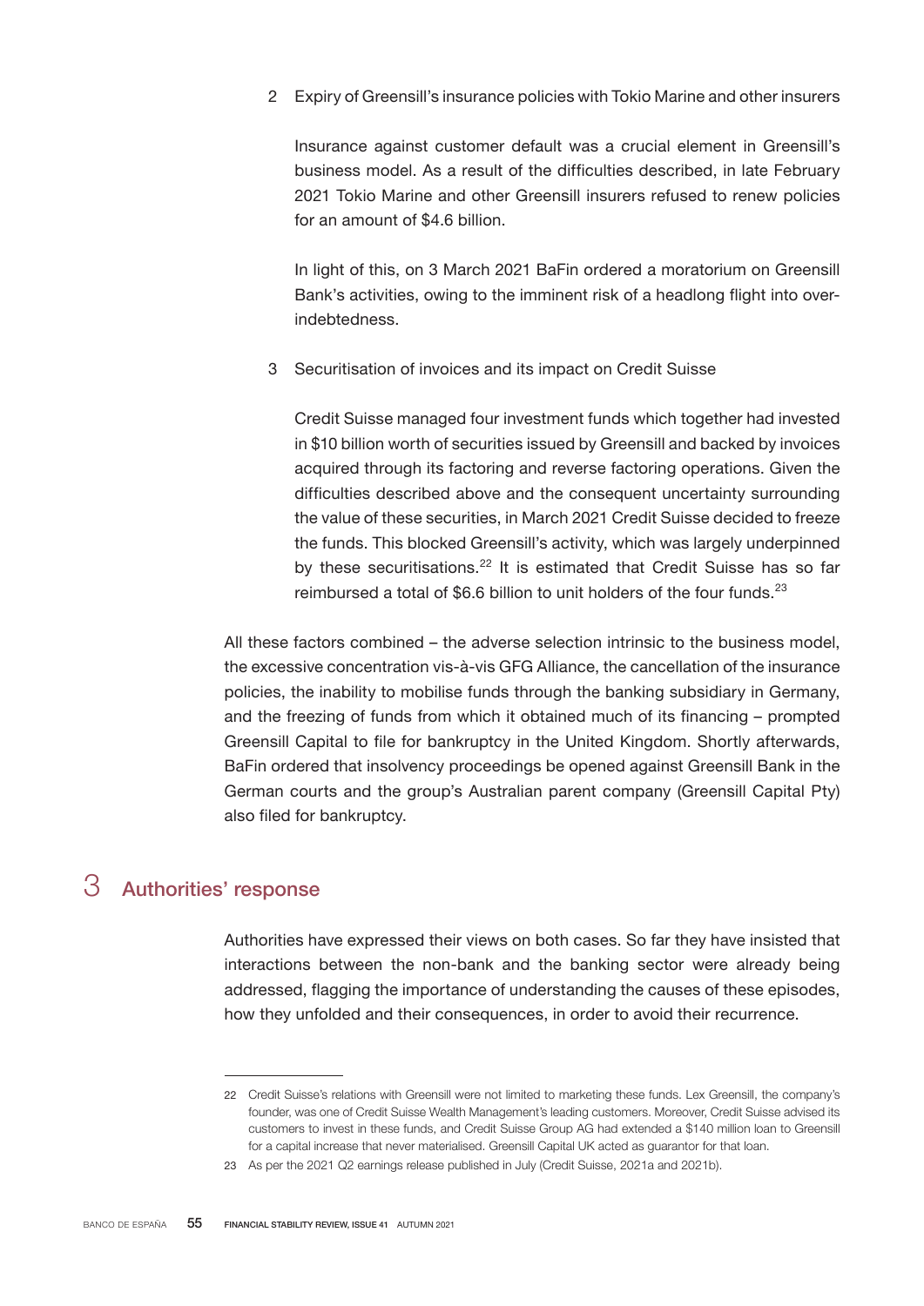2 Expiry of Greensill's insurance policies with Tokio Marine and other insurers

Insurance against customer default was a crucial element in Greensill's business model. As a result of the difficulties described, in late February 2021 Tokio Marine and other Greensill insurers refused to renew policies for an amount of $4.6 billion.

In light of this, on 3 March 2021 BaFin ordered a moratorium on Greensill Bank's activities, owing to the imminent risk of a headlong flight into over-indebtedness.

3 Securitisation of invoices and its impact on Credit Suisse

Credit Suisse managed four investment funds which together had invested in $10 billion worth of securities issued by Greensill and backed by invoices acquired through its factoring and reverse factoring operations. Given the difficulties described above and the consequent uncertainty surrounding the value of these securities, in March 2021 Credit Suisse decided to freeze the funds. This blocked Greensill's activity, which was largely underpinned by these securitisations.[22] It is estimated that Credit Suisse has so far reimbursed a total of $6.6 billion to unit holders of the four funds.[23]

All these factors combined – the adverse selection intrinsic to the business model, the excessive concentration vis-à-vis GFG Alliance, the cancellation of the insurance policies, the inability to mobilise funds through the banking subsidiary in Germany, and the freezing of funds from which it obtained much of its financing – prompted Greensill Capital to file for bankruptcy in the United Kingdom. Shortly afterwards, BaFin ordered that insolvency proceedings be opened against Greensill Bank in the German courts and the group's Australian parent company (Greensill Capital Pty) also filed for bankruptcy.

## 3 Authorities' response

Authorities have expressed their views on both cases. So far they have insisted that interactions between the non-bank and the banking sector were already being addressed, flagging the importance of understanding the causes of these episodes, how they unfolded and their consequences, in order to avoid their recurrence.

---

22 Credit Suisse's relations with Greensill were not limited to marketing these funds. Lex Greensill, the company's founder, was one of Credit Suisse Wealth Management's leading customers. Moreover, Credit Suisse advised its customers to invest in these funds, and Credit Suisse Group AG had extended a $140 million loan to Greensill for a capital increase that never materialised. Greensill Capital UK acted as guarantor for that loan.

23 As per the 2021 Q2 earnings release published in July (Credit Suisse, 2021a and 2021b).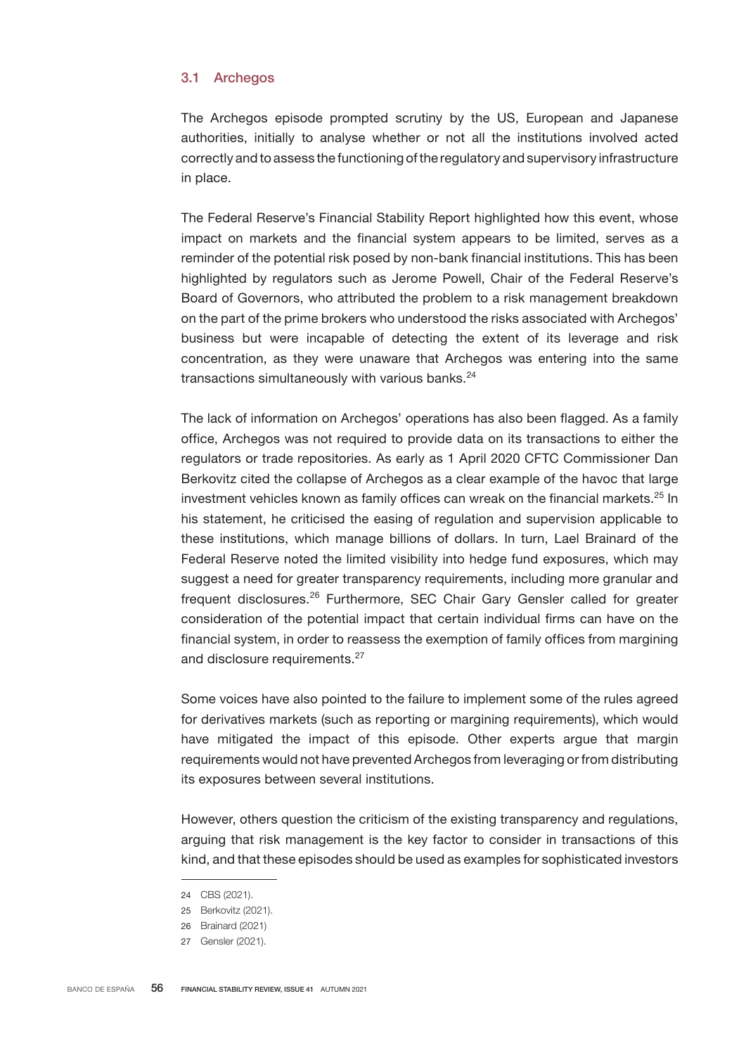### 3.1 Archegos

The Archegos episode prompted scrutiny by the US, European and Japanese authorities, initially to analyse whether or not all the institutions involved acted correctly and to assess the functioning of the regulatory and supervisory infrastructure in place.

The Federal Reserve's Financial Stability Report highlighted how this event, whose impact on markets and the financial system appears to be limited, serves as a reminder of the potential risk posed by non-bank financial institutions. This has been highlighted by regulators such as Jerome Powell, Chair of the Federal Reserve's Board of Governors, who attributed the problem to a risk management breakdown on the part of the prime brokers who understood the risks associated with Archegos' business but were incapable of detecting the extent of its leverage and risk concentration, as they were unaware that Archegos was entering into the same transactions simultaneously with various banks.[24]

The lack of information on Archegos' operations has also been flagged. As a family office, Archegos was not required to provide data on its transactions to either the regulators or trade repositories. As early as 1 April 2020 CFTC Commissioner Dan Berkovitz cited the collapse of Archegos as a clear example of the havoc that large investment vehicles known as family offices can wreak on the financial markets.[25] In his statement, he criticised the easing of regulation and supervision applicable to these institutions, which manage billions of dollars. In turn, Lael Brainard of the Federal Reserve noted the limited visibility into hedge fund exposures, which may suggest a need for greater transparency requirements, including more granular and frequent disclosures.[26] Furthermore, SEC Chair Gary Gensler called for greater consideration of the potential impact that certain individual firms can have on the financial system, in order to reassess the exemption of family offices from margining and disclosure requirements.[27]

Some voices have also pointed to the failure to implement some of the rules agreed for derivatives markets (such as reporting or margining requirements), which would have mitigated the impact of this episode. Other experts argue that margin requirements would not have prevented Archegos from leveraging or from distributing its exposures between several institutions.

However, others question the criticism of the existing transparency and regulations, arguing that risk management is the key factor to consider in transactions of this kind, and that these episodes should be used as examples for sophisticated investors

24 CBS (2021).

25 Berkovitz (2021).

26 Brainard (2021)

27 Gensler (2021).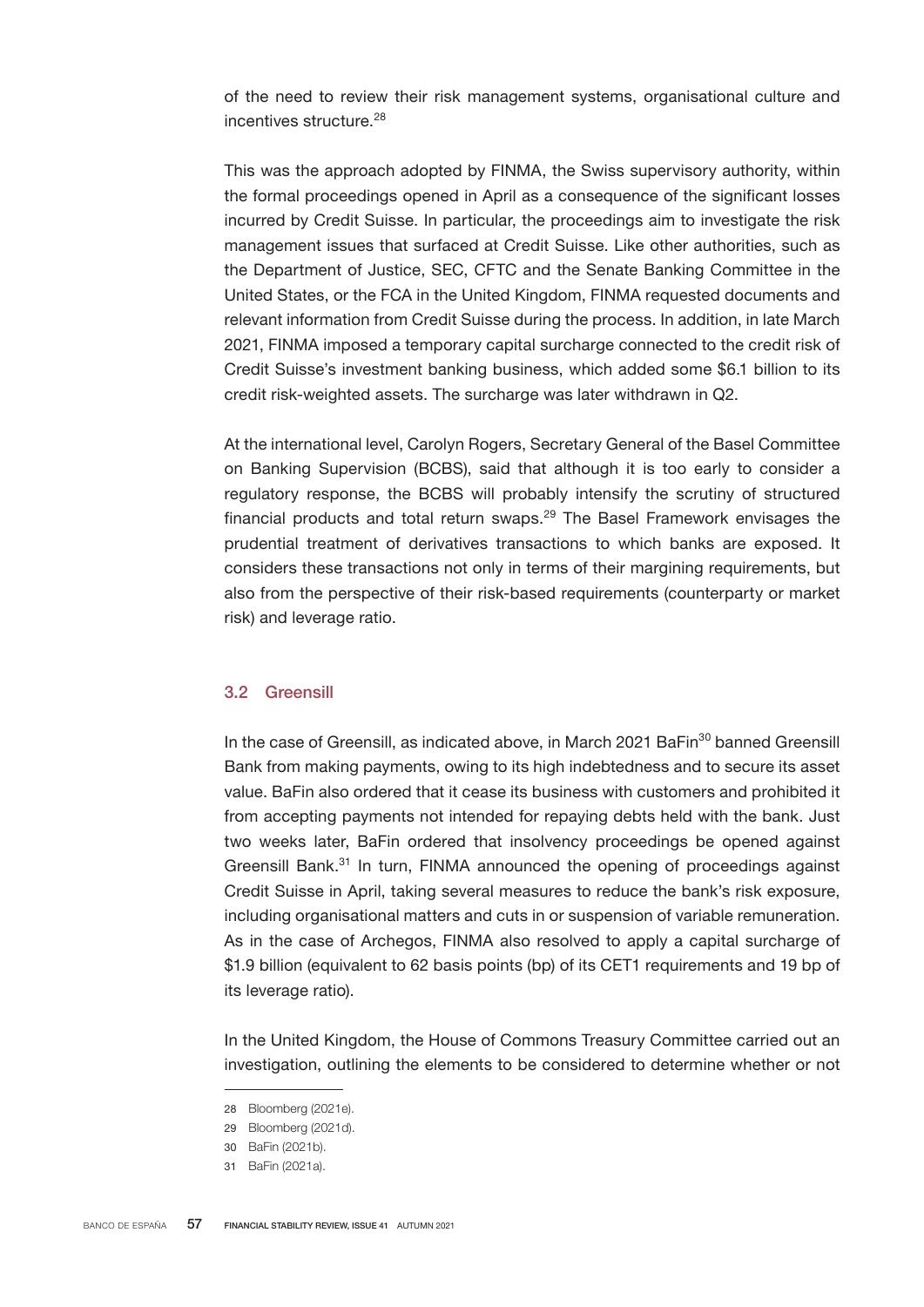of the need to review their risk management systems, organisational culture and incentives structure.[28]

This was the approach adopted by FINMA, the Swiss supervisory authority, within the formal proceedings opened in April as a consequence of the significant losses incurred by Credit Suisse. In particular, the proceedings aim to investigate the risk management issues that surfaced at Credit Suisse. Like other authorities, such as the Department of Justice, SEC, CFTC and the Senate Banking Committee in the United States, or the FCA in the United Kingdom, FINMA requested documents and relevant information from Credit Suisse during the process. In addition, in late March 2021, FINMA imposed a temporary capital surcharge connected to the credit risk of Credit Suisse's investment banking business, which added some $6.1 billion to its credit risk-weighted assets. The surcharge was later withdrawn in Q2.

At the international level, Carolyn Rogers, Secretary General of the Basel Committee on Banking Supervision (BCBS), said that although it is too early to consider a regulatory response, the BCBS will probably intensify the scrutiny of structured financial products and total return swaps.[29] The Basel Framework envisages the prudential treatment of derivatives transactions to which banks are exposed. It considers these transactions not only in terms of their margining requirements, but also from the perspective of their risk-based requirements (counterparty or market risk) and leverage ratio.

### 3.2 Greensill

In the case of Greensill, as indicated above, in March 2021 BaFin[30] banned Greensill Bank from making payments, owing to its high indebtedness and to secure its asset value. BaFin also ordered that it cease its business with customers and prohibited it from accepting payments not intended for repaying debts held with the bank. Just two weeks later, BaFin ordered that insolvency proceedings be opened against Greensill Bank.[31] In turn, FINMA announced the opening of proceedings against Credit Suisse in April, taking several measures to reduce the bank's risk exposure, including organisational matters and cuts in or suspension of variable remuneration. As in the case of Archegos, FINMA also resolved to apply a capital surcharge of $1.9 billion (equivalent to 62 basis points (bp) of its CET1 requirements and 19 bp of its leverage ratio).

In the United Kingdom, the House of Commons Treasury Committee carried out an investigation, outlining the elements to be considered to determine whether or not

28 Bloomberg (2021e).

29 Bloomberg (2021d).

30 BaFin (2021b).

31 BaFin (2021a).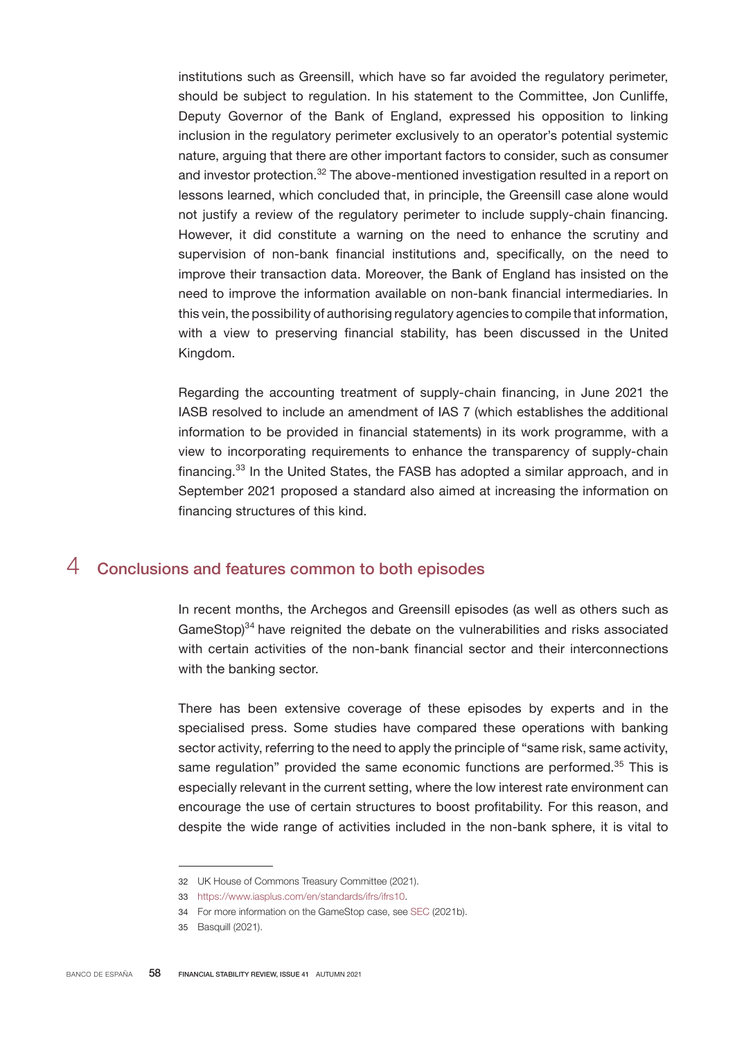institutions such as Greensill, which have so far avoided the regulatory perimeter, should be subject to regulation. In his statement to the Committee, Jon Cunliffe, Deputy Governor of the Bank of England, expressed his opposition to linking inclusion in the regulatory perimeter exclusively to an operator's potential systemic nature, arguing that there are other important factors to consider, such as consumer and investor protection.[32] The above-mentioned investigation resulted in a report on lessons learned, which concluded that, in principle, the Greensill case alone would not justify a review of the regulatory perimeter to include supply-chain financing. However, it did constitute a warning on the need to enhance the scrutiny and supervision of non-bank financial institutions and, specifically, on the need to improve their transaction data. Moreover, the Bank of England has insisted on the need to improve the information available on non-bank financial intermediaries. In this vein, the possibility of authorising regulatory agencies to compile that information, with a view to preserving financial stability, has been discussed in the United Kingdom.

Regarding the accounting treatment of supply-chain financing, in June 2021 the IASB resolved to include an amendment of IAS 7 (which establishes the additional information to be provided in financial statements) in its work programme, with a view to incorporating requirements to enhance the transparency of supply-chain financing.[33] In the United States, the FASB has adopted a similar approach, and in September 2021 proposed a standard also aimed at increasing the information on financing structures of this kind.

## 4 Conclusions and features common to both episodes

In recent months, the Archegos and Greensill episodes (as well as others such as GameStop)[34] have reignited the debate on the vulnerabilities and risks associated with certain activities of the non-bank financial sector and their interconnections with the banking sector.

There has been extensive coverage of these episodes by experts and in the specialised press. Some studies have compared these operations with banking sector activity, referring to the need to apply the principle of "same risk, same activity, same regulation" provided the same economic functions are performed.[35] This is especially relevant in the current setting, where the low interest rate environment can encourage the use of certain structures to boost profitability. For this reason, and despite the wide range of activities included in the non-bank sphere, it is vital to

---

32 UK House of Commons Treasury Committee (2021).

33 https://www.iasplus.com/en/standards/ifrs/ifrs10.

34 For more information on the GameStop case, see SEC (2021b).

35 Basquill (2021).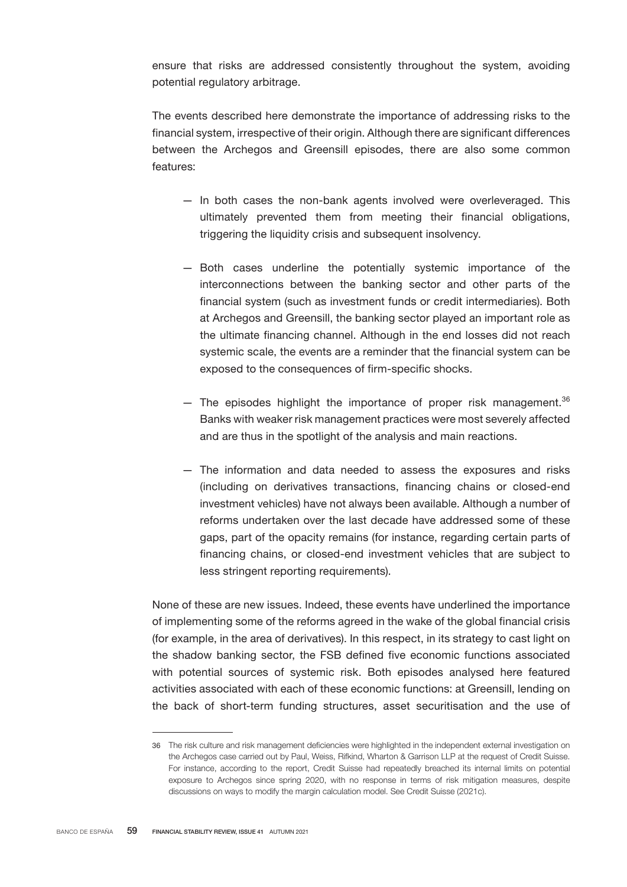ensure that risks are addressed consistently throughout the system, avoiding potential regulatory arbitrage.

The events described here demonstrate the importance of addressing risks to the financial system, irrespective of their origin. Although there are significant differences between the Archegos and Greensill episodes, there are also some common features:

— In both cases the non-bank agents involved were overleveraged. This ultimately prevented them from meeting their financial obligations, triggering the liquidity crisis and subsequent insolvency.

— Both cases underline the potentially systemic importance of the interconnections between the banking sector and other parts of the financial system (such as investment funds or credit intermediaries). Both at Archegos and Greensill, the banking sector played an important role as the ultimate financing channel. Although in the end losses did not reach systemic scale, the events are a reminder that the financial system can be exposed to the consequences of firm-specific shocks.

— The episodes highlight the importance of proper risk management.[36] Banks with weaker risk management practices were most severely affected and are thus in the spotlight of the analysis and main reactions.

— The information and data needed to assess the exposures and risks (including on derivatives transactions, financing chains or closed-end investment vehicles) have not always been available. Although a number of reforms undertaken over the last decade have addressed some of these gaps, part of the opacity remains (for instance, regarding certain parts of financing chains, or closed-end investment vehicles that are subject to less stringent reporting requirements).

None of these are new issues. Indeed, these events have underlined the importance of implementing some of the reforms agreed in the wake of the global financial crisis (for example, in the area of derivatives). In this respect, in its strategy to cast light on the shadow banking sector, the FSB defined five economic functions associated with potential sources of systemic risk. Both episodes analysed here featured activities associated with each of these economic functions: at Greensill, lending on the back of short-term funding structures, asset securitisation and the use of

---

36 The risk culture and risk management deficiencies were highlighted in the independent external investigation on the Archegos case carried out by Paul, Weiss, Rifkind, Wharton & Garrison LLP at the request of Credit Suisse. For instance, according to the report, Credit Suisse had repeatedly breached its internal limits on potential exposure to Archegos since spring 2020, with no response in terms of risk mitigation measures, despite discussions on ways to modify the margin calculation model. See Credit Suisse (2021c).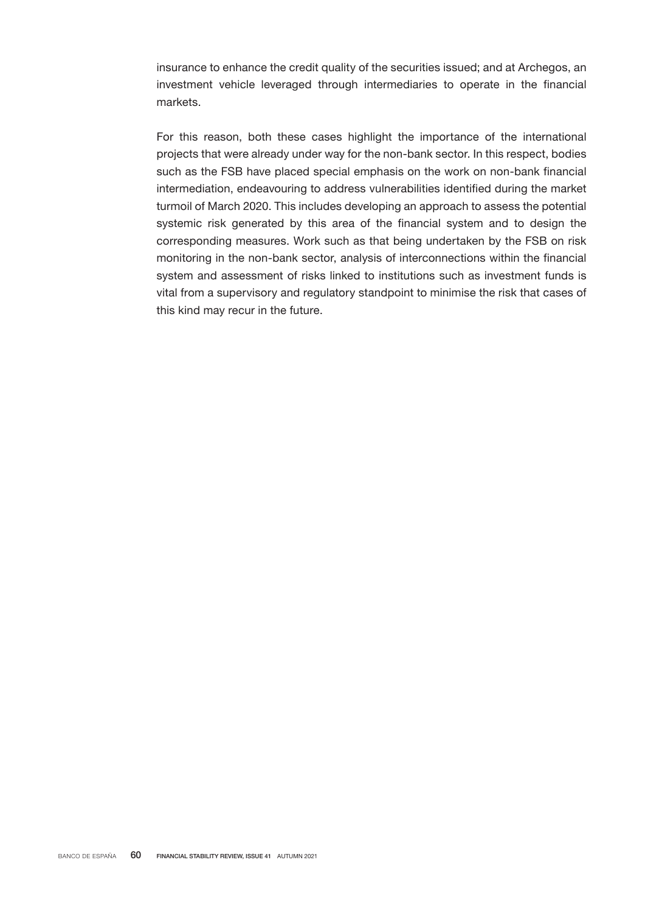insurance to enhance the credit quality of the securities issued; and at Archegos, an investment vehicle leveraged through intermediaries to operate in the financial markets.

For this reason, both these cases highlight the importance of the international projects that were already under way for the non-bank sector. In this respect, bodies such as the FSB have placed special emphasis on the work on non-bank financial intermediation, endeavouring to address vulnerabilities identified during the market turmoil of March 2020. This includes developing an approach to assess the potential systemic risk generated by this area of the financial system and to design the corresponding measures. Work such as that being undertaken by the FSB on risk monitoring in the non-bank sector, analysis of interconnections within the financial system and assessment of risks linked to institutions such as investment funds is vital from a supervisory and regulatory standpoint to minimise the risk that cases of this kind may recur in the future.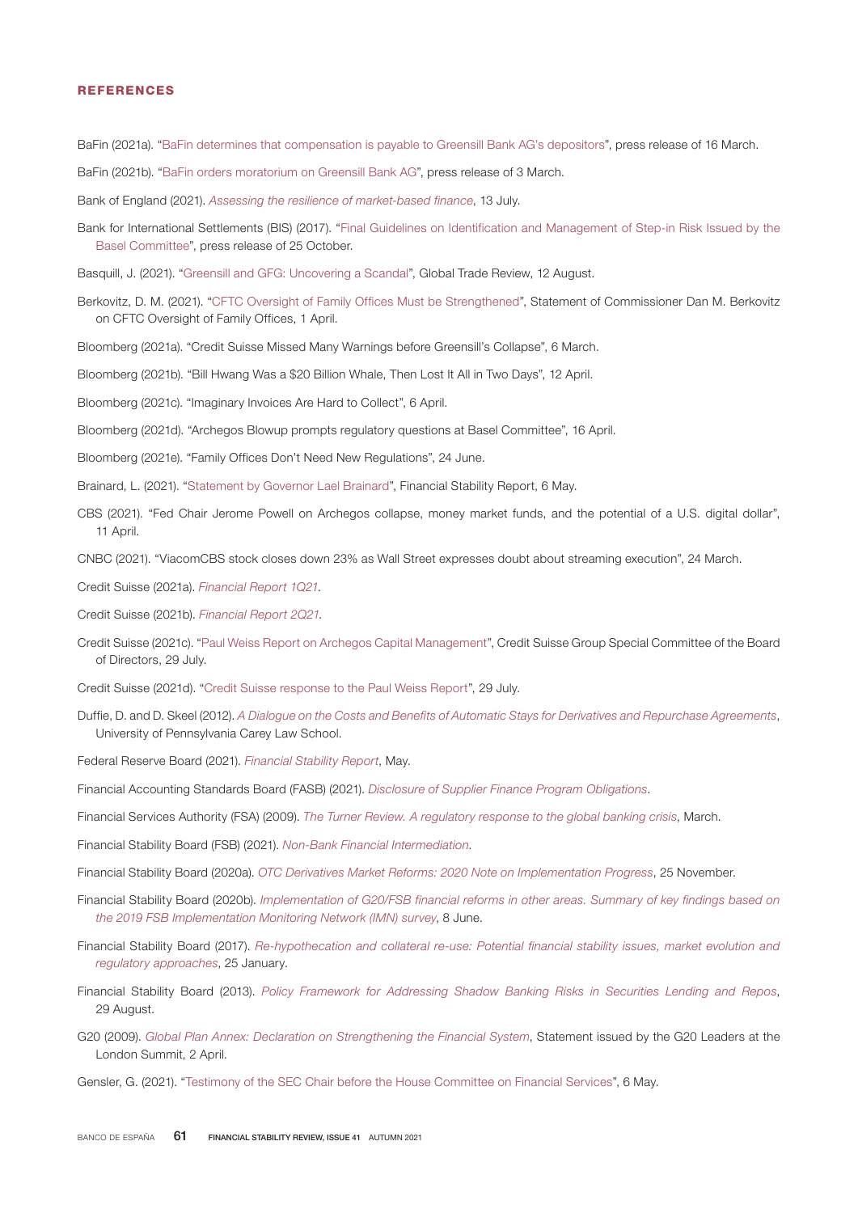## REFERENCES

BaFin (2021a). "BaFin determines that compensation is payable to Greensill Bank AG's depositors", press release of 16 March.

BaFin (2021b). "BaFin orders moratorium on Greensill Bank AG", press release of 3 March.

Bank of England (2021). *Assessing the resilience of market-based finance*, 13 July.

Bank for International Settlements (BIS) (2017). "Final Guidelines on Identification and Management of Step-in Risk Issued by the Basel Committee", press release of 25 October.

Basquill, J. (2021). "Greensill and GFG: Uncovering a Scandal", Global Trade Review, 12 August.

Berkovitz, D. M. (2021). "CFTC Oversight of Family Offices Must be Strengthened", Statement of Commissioner Dan M. Berkovitz on CFTC Oversight of Family Offices, 1 April.

Bloomberg (2021a). "Credit Suisse Missed Many Warnings before Greensill's Collapse", 6 March.

Bloomberg (2021b). "Bill Hwang Was a $20 Billion Whale, Then Lost It All in Two Days", 12 April.

Bloomberg (2021c). "Imaginary Invoices Are Hard to Collect", 6 April.

Bloomberg (2021d). "Archegos Blowup prompts regulatory questions at Basel Committee", 16 April.

Bloomberg (2021e). "Family Offices Don't Need New Regulations", 24 June.

Brainard, L. (2021). "Statement by Governor Lael Brainard", Financial Stability Report, 6 May.

CBS (2021). "Fed Chair Jerome Powell on Archegos collapse, money market funds, and the potential of a U.S. digital dollar", 11 April.

CNBC (2021). "ViacomCBS stock closes down 23% as Wall Street expresses doubt about streaming execution", 24 March.

Credit Suisse (2021a). *Financial Report 1Q21*.

Credit Suisse (2021b). *Financial Report 2Q21*.

Credit Suisse (2021c). "Paul Weiss Report on Archegos Capital Management", Credit Suisse Group Special Committee of the Board of Directors, 29 July.

Credit Suisse (2021d). "Credit Suisse response to the Paul Weiss Report", 29 July.

Duffie, D. and D. Skeel (2012). *A Dialogue on the Costs and Benefits of Automatic Stays for Derivatives and Repurchase Agreements*, University of Pennsylvania Carey Law School.

Federal Reserve Board (2021). *Financial Stability Report*, May.

Financial Accounting Standards Board (FASB) (2021). *Disclosure of Supplier Finance Program Obligations*.

Financial Services Authority (FSA) (2009). *The Turner Review. A regulatory response to the global banking crisis*, March.

Financial Stability Board (FSB) (2021). *Non-Bank Financial Intermediation*.

Financial Stability Board (2020a). *OTC Derivatives Market Reforms: 2020 Note on Implementation Progress*, 25 November.

Financial Stability Board (2020b). *Implementation of G20/FSB financial reforms in other areas. Summary of key findings based on the 2019 FSB Implementation Monitoring Network (IMN) survey*, 8 June.

Financial Stability Board (2017). *Re-hypothecation and collateral re-use: Potential financial stability issues, market evolution and regulatory approaches*, 25 January.

Financial Stability Board (2013). *Policy Framework for Addressing Shadow Banking Risks in Securities Lending and Repos*, 29 August.

G20 (2009). *Global Plan Annex: Declaration on Strengthening the Financial System*, Statement issued by the G20 Leaders at the London Summit, 2 April.

Gensler, G. (2021). "Testimony of the SEC Chair before the House Committee on Financial Services", 6 May.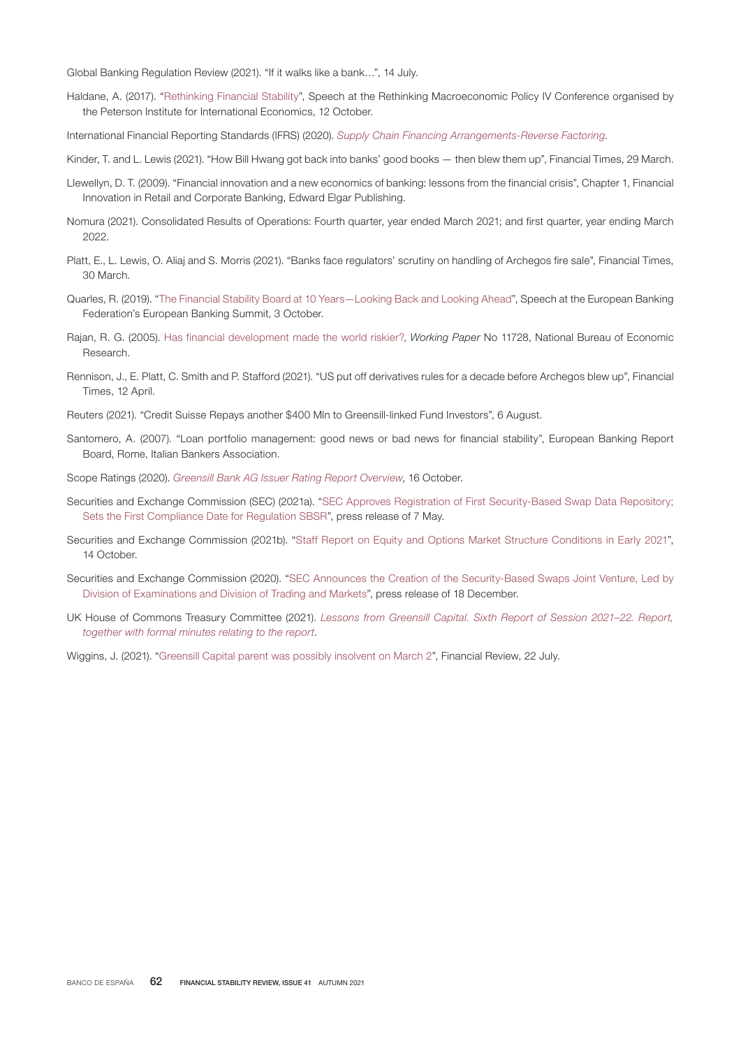Global Banking Regulation Review (2021). "If it walks like a bank…", 14 July.

Haldane, A. (2017). "Rethinking Financial Stability", Speech at the Rethinking Macroeconomic Policy IV Conference organised by the Peterson Institute for International Economics, 12 October.

International Financial Reporting Standards (IFRS) (2020). *Supply Chain Financing Arrangements-Reverse Factoring*.

Kinder, T. and L. Lewis (2021). "How Bill Hwang got back into banks' good books — then blew them up", Financial Times, 29 March.

Llewellyn, D. T. (2009). "Financial innovation and a new economics of banking: lessons from the financial crisis", Chapter 1, Financial Innovation in Retail and Corporate Banking, Edward Elgar Publishing.

Nomura (2021). Consolidated Results of Operations: Fourth quarter, year ended March 2021; and first quarter, year ending March 2022.

Platt, E., L. Lewis, O. Aliaj and S. Morris (2021). "Banks face regulators' scrutiny on handling of Archegos fire sale", Financial Times, 30 March.

Quarles, R. (2019). "The Financial Stability Board at 10 Years—Looking Back and Looking Ahead", Speech at the European Banking Federation's European Banking Summit, 3 October.

Rajan, R. G. (2005). Has financial development made the world riskier?, *Working Paper* No 11728, National Bureau of Economic Research.

Rennison, J., E. Platt, C. Smith and P. Stafford (2021). "US put off derivatives rules for a decade before Archegos blew up", Financial Times, 12 April.

Reuters (2021). "Credit Suisse Repays another $400 Mln to Greensill-linked Fund Investors", 6 August.

Santomero, A. (2007). "Loan portfolio management: good news or bad news for financial stability", European Banking Report Board, Rome, Italian Bankers Association.

Scope Ratings (2020). *Greensill Bank AG Issuer Rating Report Overview*, 16 October.

Securities and Exchange Commission (SEC) (2021a). "SEC Approves Registration of First Security-Based Swap Data Repository; Sets the First Compliance Date for Regulation SBSR", press release of 7 May.

Securities and Exchange Commission (2021b). "Staff Report on Equity and Options Market Structure Conditions in Early 2021", 14 October.

Securities and Exchange Commission (2020). "SEC Announces the Creation of the Security-Based Swaps Joint Venture, Led by Division of Examinations and Division of Trading and Markets", press release of 18 December.

UK House of Commons Treasury Committee (2021). *Lessons from Greensill Capital. Sixth Report of Session 2021–22. Report, together with formal minutes relating to the report*.

Wiggins, J. (2021). "Greensill Capital parent was possibly insolvent on March 2", Financial Review, 22 July.